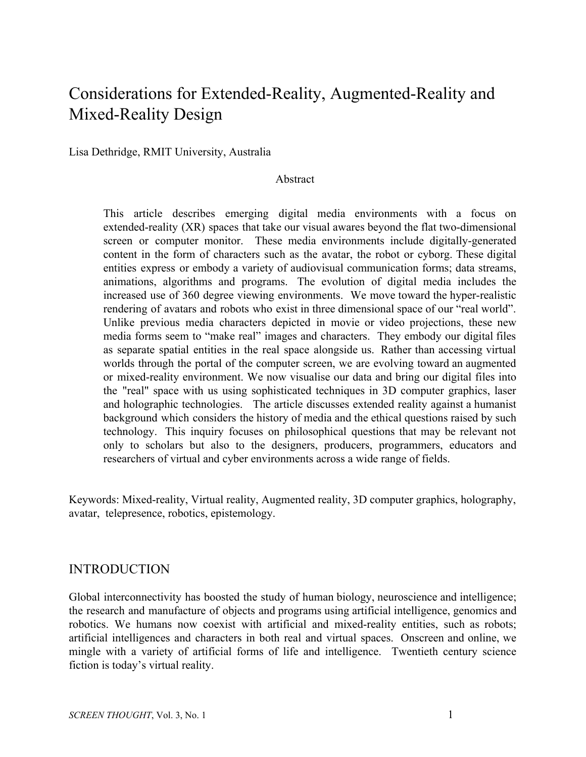# Considerations for Extended-Reality, Augmented-Reality and Mixed-Reality Design

Lisa Dethridge, RMIT University, Australia

## Abstract

This article describes emerging digital media environments with a focus on extended-reality (XR) spaces that take our visual awares beyond the flat two-dimensional screen or computer monitor. These media environments include digitally-generated content in the form of characters such as the avatar, the robot or cyborg. These digital entities express or embody a variety of audiovisual communication forms; data streams, animations, algorithms and programs. The evolution of digital media includes the increased use of 360 degree viewing environments. We move toward the hyper-realistic rendering of avatars and robots who exist in three dimensional space of our "real world". Unlike previous media characters depicted in movie or video projections, these new media forms seem to "make real" images and characters. They embody our digital files as separate spatial entities in the real space alongside us. Rather than accessing virtual worlds through the portal of the computer screen, we are evolving toward an augmented or mixed-reality environment. We now visualise our data and bring our digital files into the "real" space with us using sophisticated techniques in 3D computer graphics, laser and holographic technologies. The article discusses extended reality against a humanist background which considers the history of media and the ethical questions raised by such technology. This inquiry focuses on philosophical questions that may be relevant not only to scholars but also to the designers, producers, programmers, educators and researchers of virtual and cyber environments across a wide range of fields.

Keywords: Mixed-reality, Virtual reality, Augmented reality, 3D computer graphics, holography, avatar, telepresence, robotics, epistemology.

## INTRODUCTION

Global interconnectivity has boosted the study of human biology, neuroscience and intelligence; the research and manufacture of objects and programs using artificial intelligence, genomics and robotics. We humans now coexist with artificial and mixed-reality entities, such as robots; artificial intelligences and characters in both real and virtual spaces. Onscreen and online, we mingle with a variety of artificial forms of life and intelligence. Twentieth century science fiction is today's virtual reality.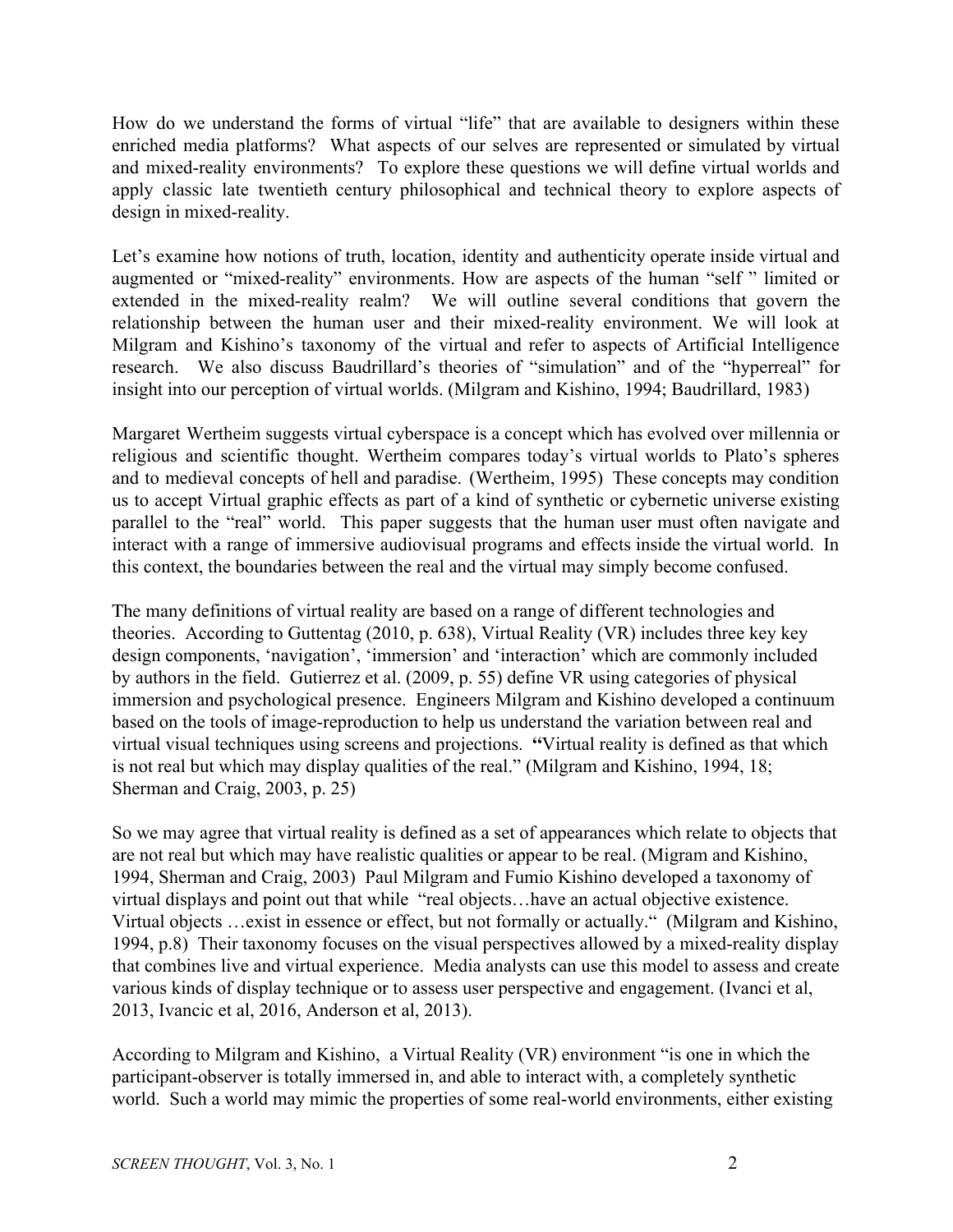How do we understand the forms of virtual "life" that are available to designers within these enriched media platforms? What aspects of our selves are represented or simulated by virtual and mixed-reality environments? To explore these questions we will define virtual worlds and apply classic late twentieth century philosophical and technical theory to explore aspects of design in mixed-reality.

Let's examine how notions of truth, location, identity and authenticity operate inside virtual and augmented or "mixed-reality" environments. How are aspects of the human "self " limited or extended in the mixed-reality realm? We will outline several conditions that govern the relationship between the human user and their mixed-reality environment. We will look at Milgram and Kishino's taxonomy of the virtual and refer to aspects of Artificial Intelligence research. We also discuss Baudrillard's theories of "simulation" and of the "hyperreal" for insight into our perception of virtual worlds. (Milgram and Kishino, 1994; Baudrillard, 1983)

Margaret Wertheim suggests virtual cyberspace is a concept which has evolved over millennia or religious and scientific thought. Wertheim compares today's virtual worlds to Plato's spheres and to medieval concepts of hell and paradise. (Wertheim, 1995) These concepts may condition us to accept Virtual graphic effects as part of a kind of synthetic or cybernetic universe existing parallel to the "real" world. This paper suggests that the human user must often navigate and interact with a range of immersive audiovisual programs and effects inside the virtual world. In this context, the boundaries between the real and the virtual may simply become confused.

The many definitions of virtual reality are based on a range of different technologies and theories. According to Guttentag (2010, p. 638), Virtual Reality (VR) includes three key key design components, 'navigation', 'immersion' and 'interaction' which are commonly included by authors in the field. Gutierrez et al. (2009, p. 55) define VR using categories of physical immersion and psychological presence. Engineers Milgram and Kishino developed a continuum based on the tools of image-reproduction to help us understand the variation between real and virtual visual techniques using screens and projections. **"**Virtual reality is defined as that which is not real but which may display qualities of the real." (Milgram and Kishino, 1994, 18; Sherman and Craig, 2003, p. 25)

So we may agree that virtual reality is defined as a set of appearances which relate to objects that are not real but which may have realistic qualities or appear to be real. (Migram and Kishino, 1994, Sherman and Craig, 2003) Paul Milgram and Fumio Kishino developed a taxonomy of virtual displays and point out that while "real objects…have an actual objective existence. Virtual objects …exist in essence or effect, but not formally or actually." (Milgram and Kishino, 1994, p.8) Their taxonomy focuses on the visual perspectives allowed by a mixed-reality display that combines live and virtual experience. Media analysts can use this model to assess and create various kinds of display technique or to assess user perspective and engagement. (Ivanci et al, 2013, Ivancic et al, 2016, Anderson et al, 2013).

According to Milgram and Kishino, a Virtual Reality (VR) environment "is one in which the participant-observer is totally immersed in, and able to interact with, a completely synthetic world. Such a world may mimic the properties of some real-world environments, either existing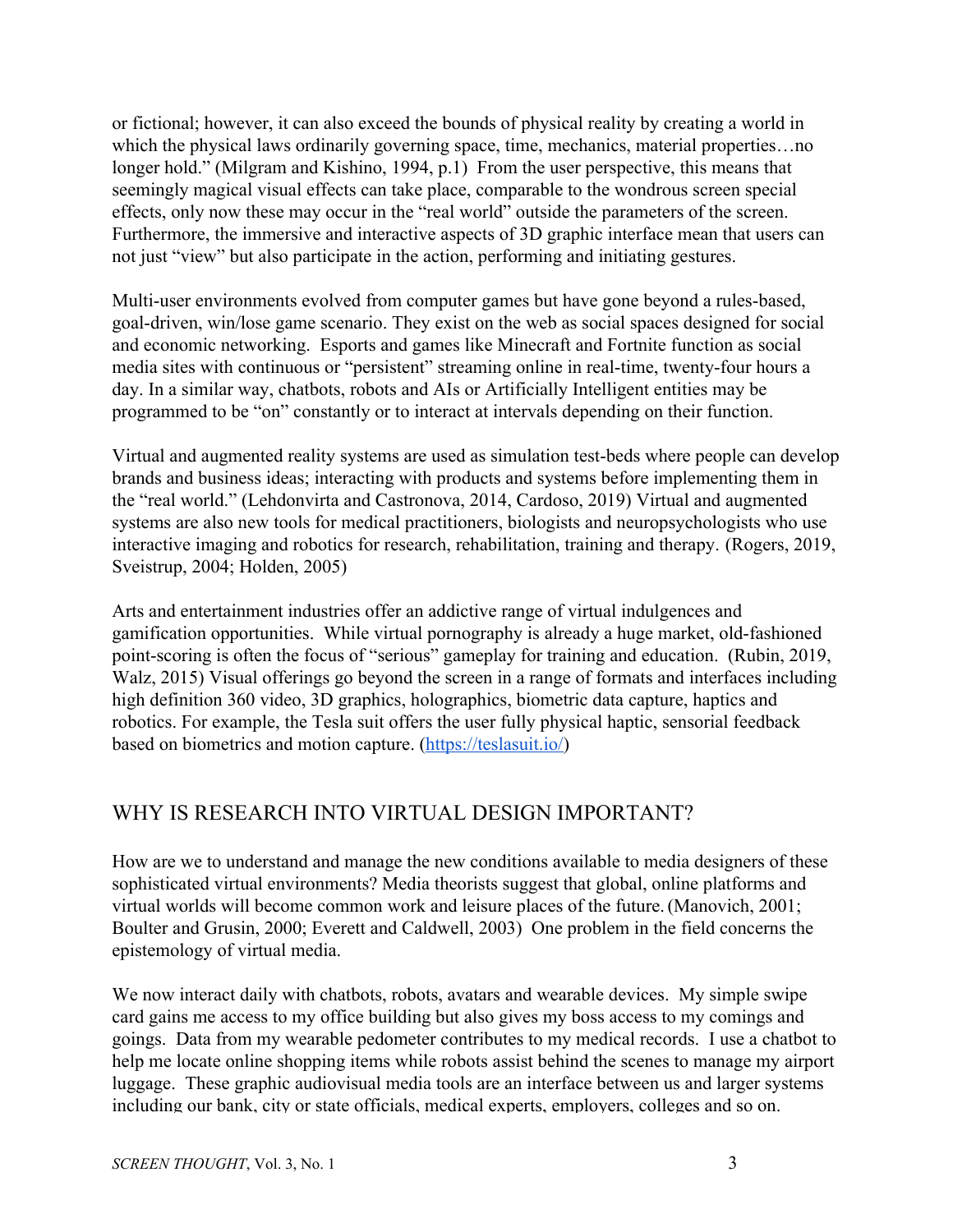or fictional; however, it can also exceed the bounds of physical reality by creating a world in which the physical laws ordinarily governing space, time, mechanics, material properties…no longer hold." (Milgram and Kishino, 1994, p.1) From the user perspective, this means that seemingly magical visual effects can take place, comparable to the wondrous screen special effects, only now these may occur in the "real world" outside the parameters of the screen. Furthermore, the immersive and interactive aspects of 3D graphic interface mean that users can not just "view" but also participate in the action, performing and initiating gestures.

Multi-user environments evolved from computer games but have gone beyond a rules-based, goal-driven, win/lose game scenario. They exist on the web as social spaces designed for social and economic networking. Esports and games like Minecraft and Fortnite function as social media sites with continuous or "persistent" streaming online in real-time, twenty-four hours a day. In a similar way, chatbots, robots and AIs or Artificially Intelligent entities may be programmed to be "on" constantly or to interact at intervals depending on their function.

Virtual and augmented reality systems are used as simulation test-beds where people can develop brands and business ideas; interacting with products and systems before implementing them in the "real world." (Lehdonvirta and Castronova, 2014, Cardoso, 2019) Virtual and augmented systems are also new tools for medical practitioners, biologists and neuropsychologists who use interactive imaging and robotics for research, rehabilitation, training and therapy. (Rogers, 2019, Sveistrup, 2004; Holden, 2005)

Arts and entertainment industries offer an addictive range of virtual indulgences and gamification opportunities. While virtual pornography is already a huge market, old-fashioned point-scoring is often the focus of "serious" gameplay for training and education. (Rubin, 2019, Walz, 2015) Visual offerings go beyond the screen in a range of formats and interfaces including high definition 360 video, 3D graphics, holographics, biometric data capture, haptics and robotics. For example, the Tesla suit offers the user fully physical haptic, sensorial feedback based on biometrics and motion capture. (https://teslasuit.io/)

## WHY IS RESEARCH INTO VIRTUAL DESIGN IMPORTANT?

How are we to understand and manage the new conditions available to media designers of these sophisticated virtual environments? Media theorists suggest that global, online platforms and virtual worlds will become common work and leisure places of the future. (Manovich, 2001; Boulter and Grusin, 2000; Everett and Caldwell, 2003) One problem in the field concerns the epistemology of virtual media.

We now interact daily with chatbots, robots, avatars and wearable devices. My simple swipe card gains me access to my office building but also gives my boss access to my comings and goings. Data from my wearable pedometer contributes to my medical records. I use a chatbot to help me locate online shopping items while robots assist behind the scenes to manage my airport luggage. These graphic audiovisual media tools are an interface between us and larger systems including our bank, city or state officials, medical experts, employers, colleges and so on.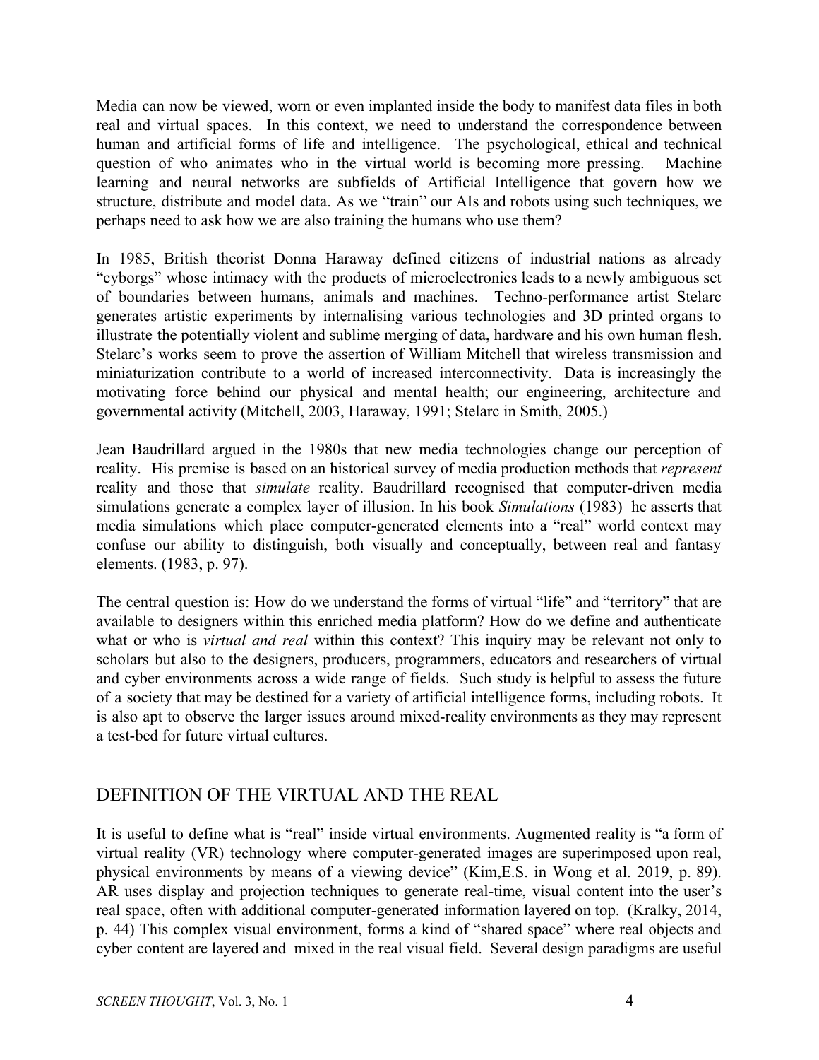Media can now be viewed, worn or even implanted inside the body to manifest data files in both real and virtual spaces. In this context, we need to understand the correspondence between human and artificial forms of life and intelligence. The psychological, ethical and technical question of who animates who in the virtual world is becoming more pressing. Machine learning and neural networks are subfields of Artificial Intelligence that govern how we structure, distribute and model data. As we "train" our AIs and robots using such techniques, we perhaps need to ask how we are also training the humans who use them?

In 1985, British theorist Donna Haraway defined citizens of industrial nations as already "cyborgs" whose intimacy with the products of microelectronics leads to a newly ambiguous set of boundaries between humans, animals and machines. Techno-performance artist Stelarc generates artistic experiments by internalising various technologies and 3D printed organs to illustrate the potentially violent and sublime merging of data, hardware and his own human flesh. Stelarc's works seem to prove the assertion of William Mitchell that wireless transmission and miniaturization contribute to a world of increased interconnectivity. Data is increasingly the motivating force behind our physical and mental health; our engineering, architecture and governmental activity (Mitchell, 2003, Haraway, 1991; Stelarc in Smith, 2005.)

Jean Baudrillard argued in the 1980s that new media technologies change our perception of reality. His premise is based on an historical survey of media production methods that *represent* reality and those that *simulate* reality. Baudrillard recognised that computer-driven media simulations generate a complex layer of illusion. In his book *Simulations* (1983) he asserts that media simulations which place computer-generated elements into a "real" world context may confuse our ability to distinguish, both visually and conceptually, between real and fantasy elements. (1983, p. 97).

The central question is: How do we understand the forms of virtual "life" and "territory" that are available to designers within this enriched media platform? How do we define and authenticate what or who is *virtual and real* within this context? This inquiry may be relevant not only to scholars but also to the designers, producers, programmers, educators and researchers of virtual and cyber environments across a wide range of fields. Such study is helpful to assess the future of a society that may be destined for a variety of artificial intelligence forms, including robots. It is also apt to observe the larger issues around mixed-reality environments as they may represent a test-bed for future virtual cultures.

## DEFINITION OF THE VIRTUAL AND THE REAL

It is useful to define what is "real" inside virtual environments. Augmented reality is "a form of virtual reality (VR) technology where computer-generated images are superimposed upon real, physical environments by means of a viewing device" (Kim,E.S. in Wong et al. 2019, p. 89). AR uses display and projection techniques to generate real-time, visual content into the user's real space, often with additional computer-generated information layered on top. (Kralky, 2014, p. 44) This complex visual environment, forms a kind of "shared space" where real objects and cyber content are layered and mixed in the real visual field. Several design paradigms are useful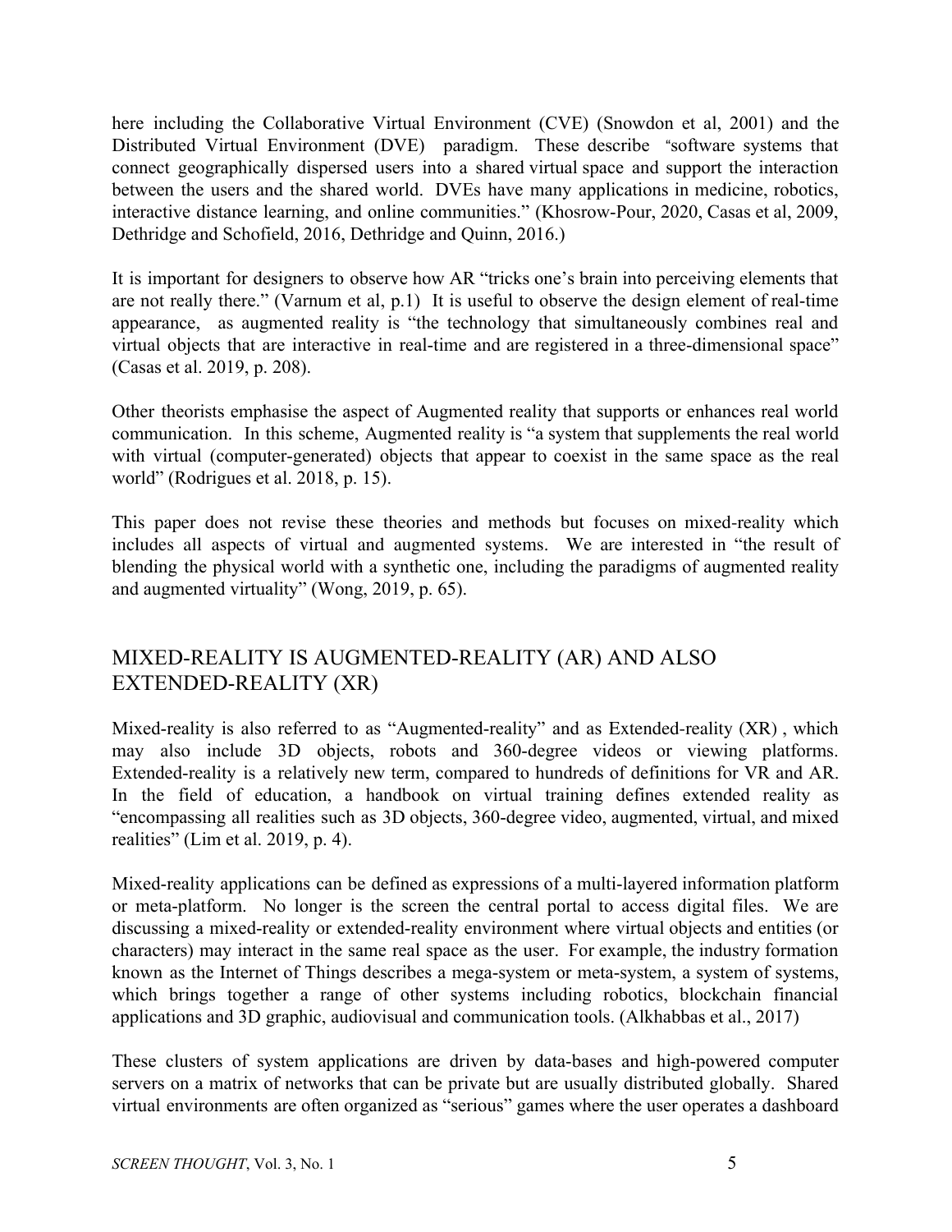here including the Collaborative Virtual Environment (CVE) (Snowdon et al, 2001) and the Distributed Virtual Environment (DVE) paradigm. These describe "software systems that connect geographically dispersed users into a shared virtual space and support the interaction between the users and the shared world. DVEs have many applications in medicine, robotics, interactive distance learning, and online communities." (Khosrow-Pour, 2020, Casas et al, 2009, Dethridge and Schofield, 2016, Dethridge and Quinn, 2016.)

It is important for designers to observe how AR "tricks one's brain into perceiving elements that are not really there." (Varnum et al, p.1) It is useful to observe the design element of real-time appearance, as augmented reality is "the technology that simultaneously combines real and virtual objects that are interactive in real-time and are registered in a three-dimensional space" (Casas et al. 2019, p. 208).

Other theorists emphasise the aspect of Augmented reality that supports or enhances real world communication. In this scheme, Augmented reality is "a system that supplements the real world with virtual (computer-generated) objects that appear to coexist in the same space as the real world" (Rodrigues et al. 2018, p. 15).

This paper does not revise these theories and methods but focuses on mixed-reality which includes all aspects of virtual and augmented systems. We are interested in "the result of blending the physical world with a synthetic one, including the paradigms of augmented reality and augmented virtuality" (Wong, 2019, p. 65).

## MIXED-REALITY IS AUGMENTED-REALITY (AR) AND ALSO EXTENDED-REALITY (XR)

Mixed-reality is also referred to as "Augmented-reality" and as Extended-reality (XR) , which may also include 3D objects, robots and 360-degree videos or viewing platforms. Extended-reality is a relatively new term, compared to hundreds of definitions for VR and AR. In the field of education, a handbook on virtual training defines extended reality as "encompassing all realities such as 3D objects, 360-degree video, augmented, virtual, and mixed realities" (Lim et al. 2019, p. 4).

Mixed-reality applications can be defined as expressions of a multi-layered information platform or meta-platform. No longer is the screen the central portal to access digital files. We are discussing a mixed-reality or extended-reality environment where virtual objects and entities (or characters) may interact in the same real space as the user. For example, the industry formation known as the Internet of Things describes a mega-system or meta-system, a system of systems, which brings together a range of other systems including robotics, blockchain financial applications and 3D graphic, audiovisual and communication tools. (Alkhabbas et al., 2017)

These clusters of system applications are driven by data-bases and high-powered computer servers on a matrix of networks that can be private but are usually distributed globally. Shared virtual environments are often organized as "serious" games where the user operates a dashboard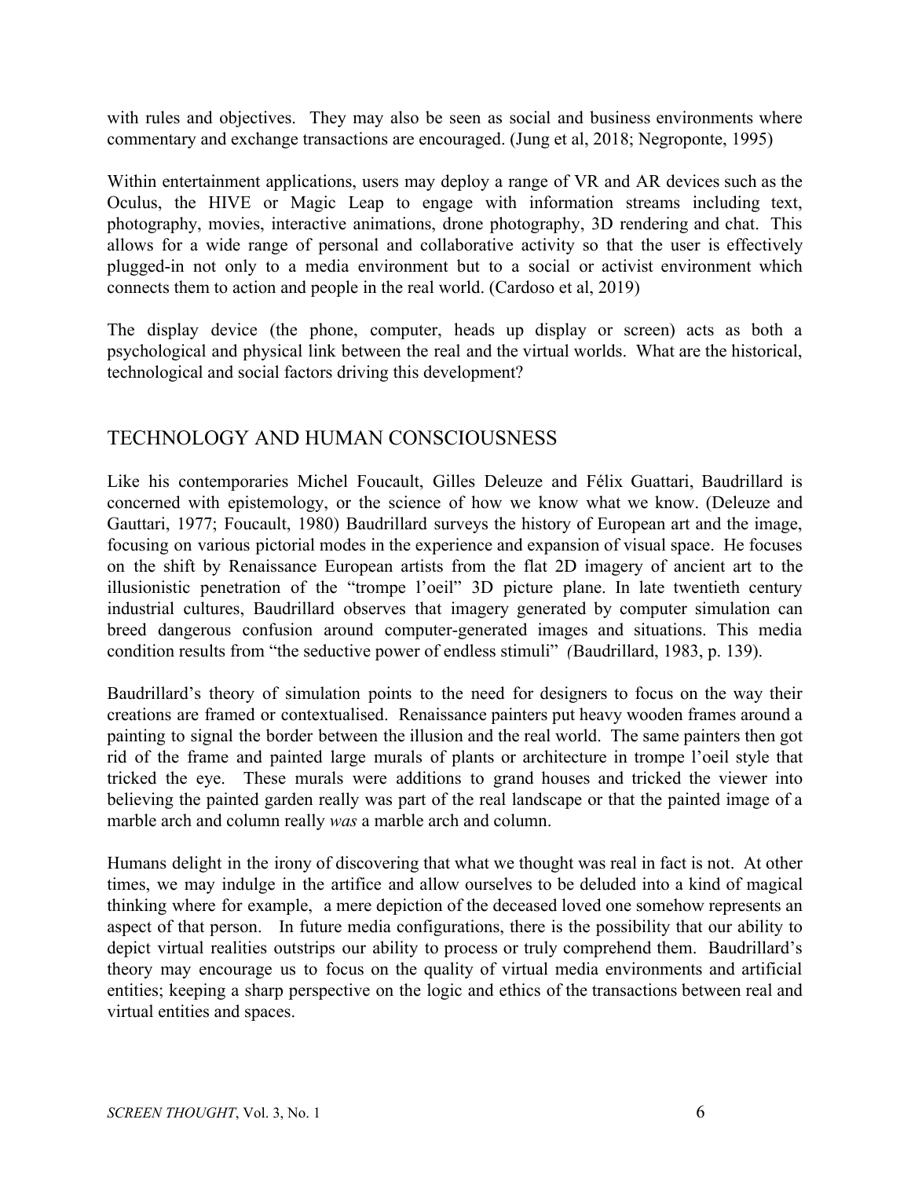with rules and objectives. They may also be seen as social and business environments where commentary and exchange transactions are encouraged. (Jung et al, 2018; Negroponte, 1995)

Within entertainment applications, users may deploy a range of VR and AR devices such as the Oculus, the HIVE or Magic Leap to engage with information streams including text, photography, movies, interactive animations, drone photography, 3D rendering and chat. This allows for a wide range of personal and collaborative activity so that the user is effectively plugged-in not only to a media environment but to a social or activist environment which connects them to action and people in the real world. (Cardoso et al, 2019)

The display device (the phone, computer, heads up display or screen) acts as both a psychological and physical link between the real and the virtual worlds. What are the historical, technological and social factors driving this development?

## TECHNOLOGY AND HUMAN CONSCIOUSNESS

Like his contemporaries Michel Foucault, Gilles Deleuze and Félix Guattari, Baudrillard is concerned with epistemology, or the science of how we know what we know. (Deleuze and Gauttari, 1977; Foucault, 1980) Baudrillard surveys the history of European art and the image, focusing on various pictorial modes in the experience and expansion of visual space. He focuses on the shift by Renaissance European artists from the flat 2D imagery of ancient art to the illusionistic penetration of the "trompe l'oeil" 3D picture plane. In late twentieth century industrial cultures, Baudrillard observes that imagery generated by computer simulation can breed dangerous confusion around computer-generated images and situations. This media condition results from "the seductive power of endless stimuli" *(*Baudrillard, 1983, p. 139).

Baudrillard's theory of simulation points to the need for designers to focus on the way their creations are framed or contextualised. Renaissance painters put heavy wooden frames around a painting to signal the border between the illusion and the real world. The same painters then got rid of the frame and painted large murals of plants or architecture in trompe l'oeil style that tricked the eye. These murals were additions to grand houses and tricked the viewer into believing the painted garden really was part of the real landscape or that the painted image of a marble arch and column really *was* a marble arch and column.

Humans delight in the irony of discovering that what we thought was real in fact is not. At other times, we may indulge in the artifice and allow ourselves to be deluded into a kind of magical thinking where for example, a mere depiction of the deceased loved one somehow represents an aspect of that person. In future media configurations, there is the possibility that our ability to depict virtual realities outstrips our ability to process or truly comprehend them. Baudrillard's theory may encourage us to focus on the quality of virtual media environments and artificial entities; keeping a sharp perspective on the logic and ethics of the transactions between real and virtual entities and spaces.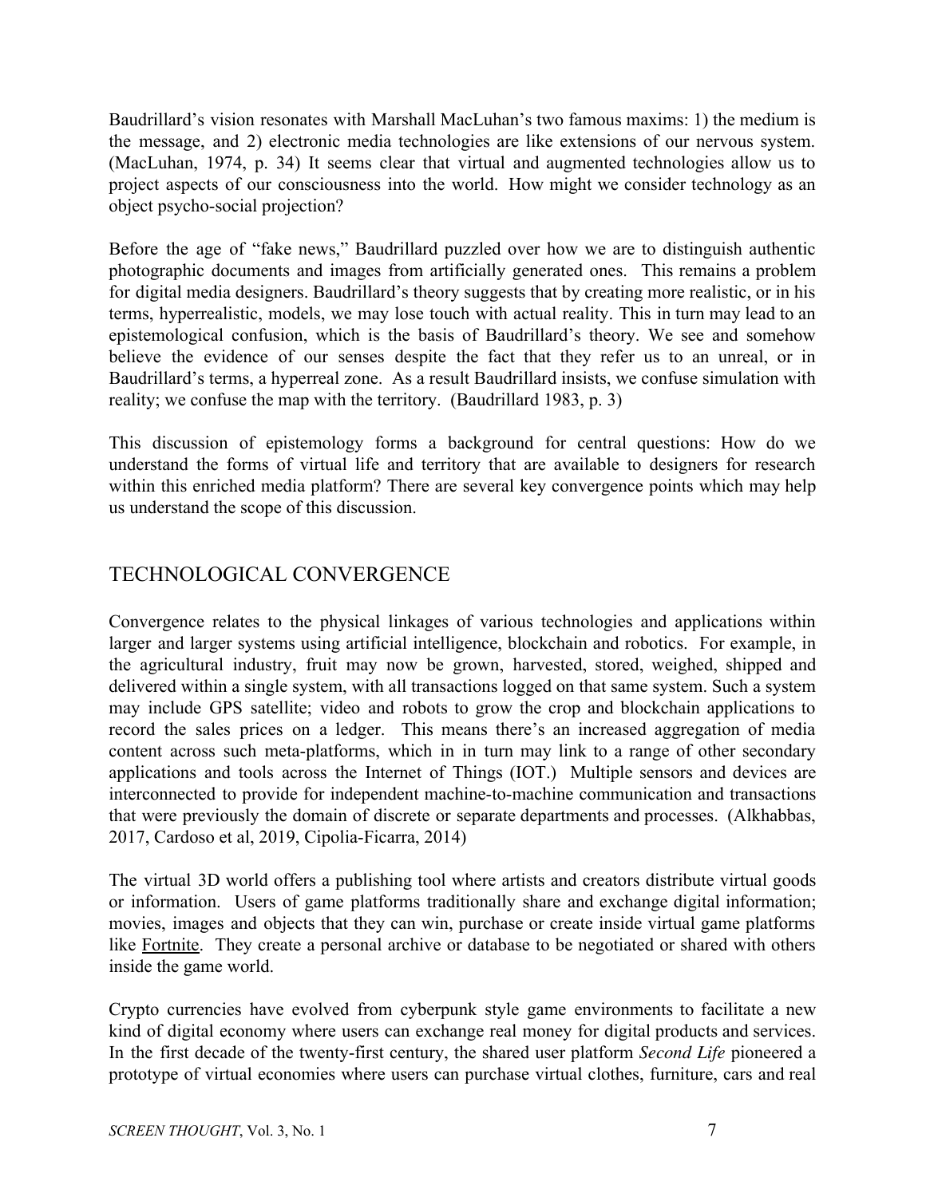Baudrillard's vision resonates with Marshall MacLuhan's two famous maxims: 1) the medium is the message, and 2) electronic media technologies are like extensions of our nervous system. (MacLuhan, 1974, p. 34) It seems clear that virtual and augmented technologies allow us to project aspects of our consciousness into the world. How might we consider technology as an object psycho-social projection?

Before the age of "fake news," Baudrillard puzzled over how we are to distinguish authentic photographic documents and images from artificially generated ones. This remains a problem for digital media designers. Baudrillard's theory suggests that by creating more realistic, or in his terms, hyperrealistic, models, we may lose touch with actual reality. This in turn may lead to an epistemological confusion, which is the basis of Baudrillard's theory. We see and somehow believe the evidence of our senses despite the fact that they refer us to an unreal, or in Baudrillard's terms, a hyperreal zone. As a result Baudrillard insists, we confuse simulation with reality; we confuse the map with the territory. (Baudrillard 1983, p. 3)

This discussion of epistemology forms a background for central questions: How do we understand the forms of virtual life and territory that are available to designers for research within this enriched media platform? There are several key convergence points which may help us understand the scope of this discussion.

## TECHNOLOGICAL CONVERGENCE

Convergence relates to the physical linkages of various technologies and applications within larger and larger systems using artificial intelligence, blockchain and robotics. For example, in the agricultural industry, fruit may now be grown, harvested, stored, weighed, shipped and delivered within a single system, with all transactions logged on that same system. Such a system may include GPS satellite; video and robots to grow the crop and blockchain applications to record the sales prices on a ledger. This means there's an increased aggregation of media content across such meta-platforms, which in in turn may link to a range of other secondary applications and tools across the Internet of Things (IOT.) Multiple sensors and devices are interconnected to provide for independent machine-to-machine communication and transactions that were previously the domain of discrete or separate departments and processes. (Alkhabbas, 2017, Cardoso et al, 2019, Cipolia-Ficarra, 2014)

The virtual 3D world offers a publishing tool where artists and creators distribute virtual goods or information. Users of game platforms traditionally share and exchange digital information; movies, images and objects that they can win, purchase or create inside virtual game platforms like Fortnite. They create a personal archive or database to be negotiated or shared with others inside the game world.

Crypto currencies have evolved from cyberpunk style game environments to facilitate a new kind of digital economy where users can exchange real money for digital products and services. In the first decade of the twenty-first century, the shared user platform *Second Life* pioneered a prototype of virtual economies where users can purchase virtual clothes, furniture, cars and real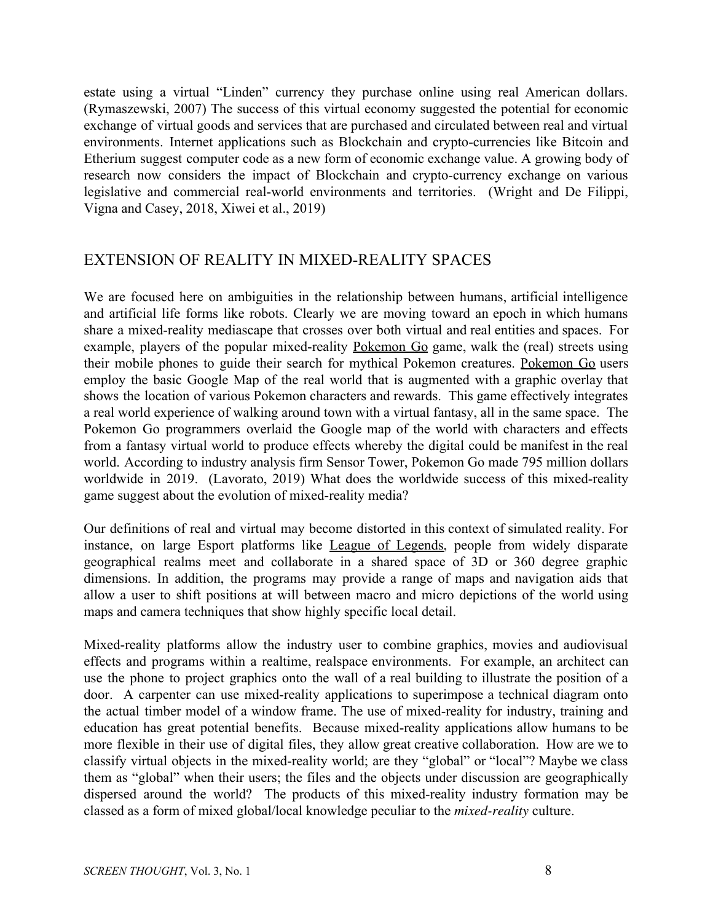estate using a virtual "Linden" currency they purchase online using real American dollars. (Rymaszewski, 2007) The success of this virtual economy suggested the potential for economic exchange of virtual goods and services that are purchased and circulated between real and virtual environments. Internet applications such as Blockchain and crypto-currencies like Bitcoin and Etherium suggest computer code as a new form of economic exchange value. A growing body of research now considers the impact of Blockchain and crypto-currency exchange on various legislative and commercial real-world environments and territories. (Wright and De Filippi, Vigna and Casey, 2018, Xiwei et al., 2019)

## EXTENSION OF REALITY IN MIXED-REALITY SPACES

We are focused here on ambiguities in the relationship between humans, artificial intelligence and artificial life forms like robots. Clearly we are moving toward an epoch in which humans share a mixed-reality mediascape that crosses over both virtual and real entities and spaces. For example, players of the popular mixed-reality Pokemon Go game, walk the (real) streets using their mobile phones to guide their search for mythical Pokemon creatures. Pokemon Go users employ the basic Google Map of the real world that is augmented with a graphic overlay that shows the location of various Pokemon characters and rewards. This game effectively integrates a real world experience of walking around town with a virtual fantasy, all in the same space. The Pokemon Go programmers overlaid the Google map of the world with characters and effects from a fantasy virtual world to produce effects whereby the digital could be manifest in the real world. According to industry analysis firm Sensor Tower, Pokemon Go made 795 million dollars worldwide in 2019. (Lavorato, 2019) What does the worldwide success of this mixed-reality game suggest about the evolution of mixed-reality media?

Our definitions of real and virtual may become distorted in this context of simulated reality. For instance, on large Esport platforms like League of Legends, people from widely disparate geographical realms meet and collaborate in a shared space of 3D or 360 degree graphic dimensions. In addition, the programs may provide a range of maps and navigation aids that allow a user to shift positions at will between macro and micro depictions of the world using maps and camera techniques that show highly specific local detail.

Mixed-reality platforms allow the industry user to combine graphics, movies and audiovisual effects and programs within a realtime, realspace environments. For example, an architect can use the phone to project graphics onto the wall of a real building to illustrate the position of a door. A carpenter can use mixed-reality applications to superimpose a technical diagram onto the actual timber model of a window frame. The use of mixed-reality for industry, training and education has great potential benefits. Because mixed-reality applications allow humans to be more flexible in their use of digital files, they allow great creative collaboration. How are we to classify virtual objects in the mixed-reality world; are they "global" or "local"? Maybe we class them as "global" when their users; the files and the objects under discussion are geographically dispersed around the world? The products of this mixed-reality industry formation may be classed as a form of mixed global/local knowledge peculiar to the *mixed-reality* culture.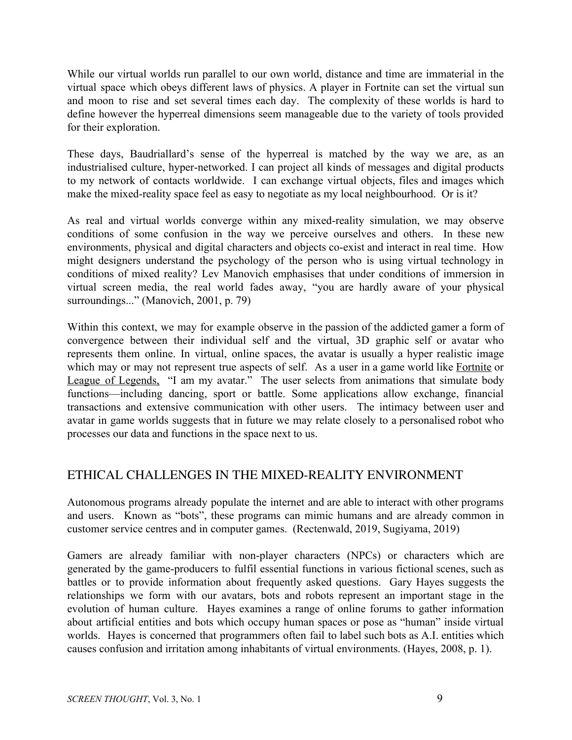While our virtual worlds run parallel to our own world, distance and time are immaterial in the virtual space which obeys different laws of physics. A player in Fortnite can set the virtual sun and moon to rise and set several times each day. The complexity of these worlds is hard to define however the hyperreal dimensions seem manageable due to the variety of tools provided for their exploration.

These days, Baudriallard's sense of the hyperreal is matched by the way we are, as an industrialised culture, hyper-networked. I can project all kinds of messages and digital products to my network of contacts worldwide. I can exchange virtual objects, files and images which make the mixed-reality space feel as easy to negotiate as my local neighbourhood. Or is it?

As real and virtual worlds converge within any mixed-reality simulation, we may observe conditions of some confusion in the way we perceive ourselves and others. In these new environments, physical and digital characters and objects co-exist and interact in real time. How might designers understand the psychology of the person who is using virtual technology in conditions of mixed reality? Lev Manovich emphasises that under conditions of immersion in virtual screen media, the real world fades away, "you are hardly aware of your physical surroundings..." (Manovich, 2001, p. 79)

Within this context, we may for example observe in the passion of the addicted gamer a form of convergence between their individual self and the virtual, 3D graphic self or avatar who represents them online. In virtual, online spaces, the avatar is usually a hyper realistic image which may or may not represent true aspects of self. As a user in a game world like Fortnite or League of Legends, "I am my avatar." The user selects from animations that simulate body functions—including dancing, sport or battle. Some applications allow exchange, financial transactions and extensive communication with other users. The intimacy between user and avatar in game worlds suggests that in future we may relate closely to a personalised robot who processes our data and functions in the space next to us.

## ETHICAL CHALLENGES IN THE MIXED-REALITY ENVIRONMENT

Autonomous programs already populate the internet and are able to interact with other programs and users. Known as "bots", these programs can mimic humans and are already common in customer service centres and in computer games. (Rectenwald, 2019, Sugiyama, 2019)

Gamers are already familiar with non-player characters (NPCs) or characters which are generated by the game-producers to fulfil essential functions in various fictional scenes, such as battles or to provide information about frequently asked questions. Gary Hayes suggests the relationships we form with our avatars, bots and robots represent an important stage in the evolution of human culture. Hayes examines a range of online forums to gather information about artificial entities and bots which occupy human spaces or pose as "human" inside virtual worlds. Hayes is concerned that programmers often fail to label such bots as A.I. entities which causes confusion and irritation among inhabitants of virtual environments. (Hayes, 2008, p. 1).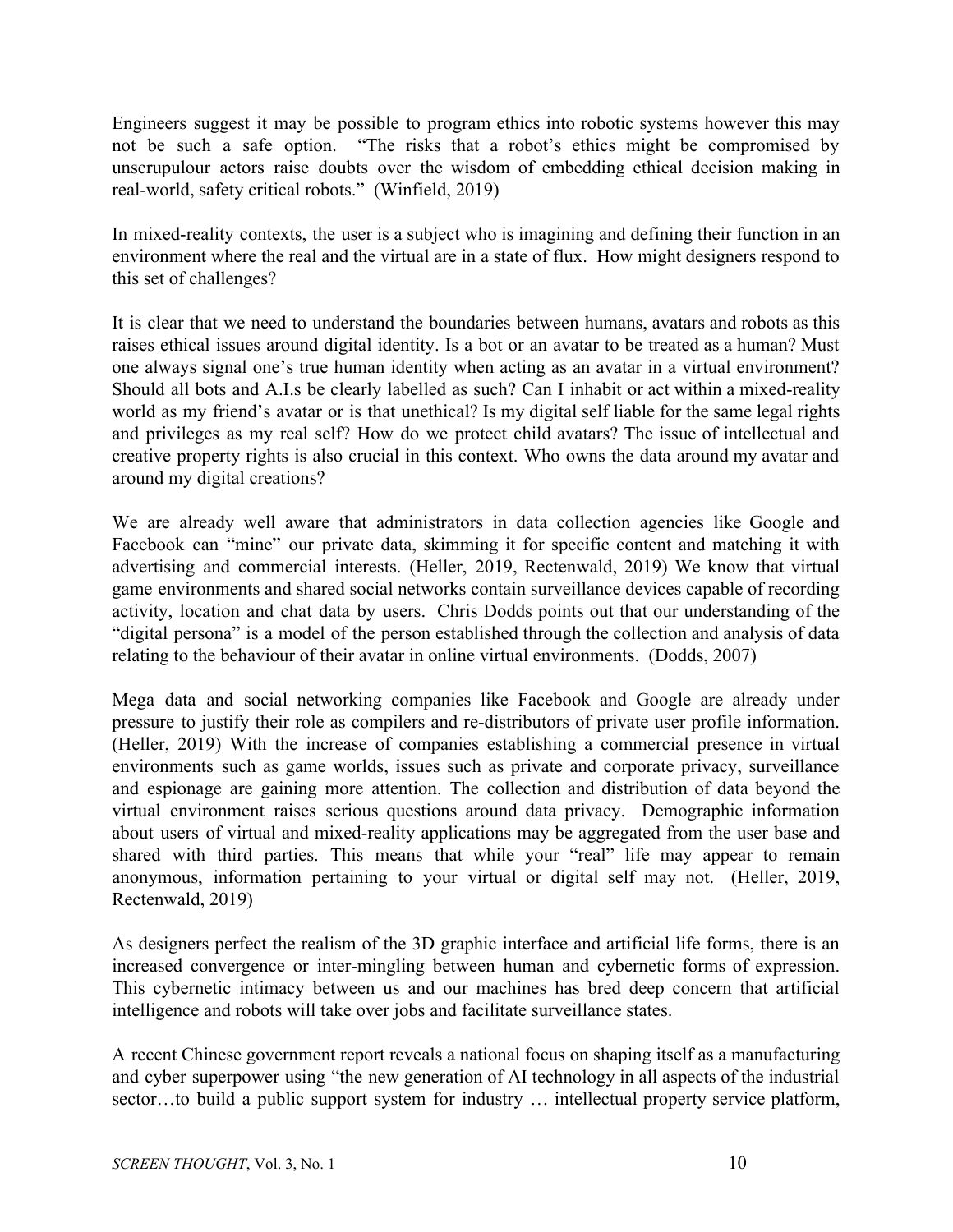Engineers suggest it may be possible to program ethics into robotic systems however this may not be such a safe option. "The risks that a robot's ethics might be compromised by unscrupulour actors raise doubts over the wisdom of embedding ethical decision making in real-world, safety critical robots." (Winfield, 2019)

In mixed-reality contexts, the user is a subject who is imagining and defining their function in an environment where the real and the virtual are in a state of flux. How might designers respond to this set of challenges?

It is clear that we need to understand the boundaries between humans, avatars and robots as this raises ethical issues around digital identity. Is a bot or an avatar to be treated as a human? Must one always signal one's true human identity when acting as an avatar in a virtual environment? Should all bots and A.I.s be clearly labelled as such? Can I inhabit or act within a mixed-reality world as my friend's avatar or is that unethical? Is my digital self liable for the same legal rights and privileges as my real self? How do we protect child avatars? The issue of intellectual and creative property rights is also crucial in this context. Who owns the data around my avatar and around my digital creations?

We are already well aware that administrators in data collection agencies like Google and Facebook can "mine" our private data, skimming it for specific content and matching it with advertising and commercial interests. (Heller, 2019, Rectenwald, 2019) We know that virtual game environments and shared social networks contain surveillance devices capable of recording activity, location and chat data by users. Chris Dodds points out that our understanding of the "digital persona" is a model of the person established through the collection and analysis of data relating to the behaviour of their avatar in online virtual environments. (Dodds, 2007)

Mega data and social networking companies like Facebook and Google are already under pressure to justify their role as compilers and re-distributors of private user profile information. (Heller, 2019) With the increase of companies establishing a commercial presence in virtual environments such as game worlds, issues such as private and corporate privacy, surveillance and espionage are gaining more attention. The collection and distribution of data beyond the virtual environment raises serious questions around data privacy. Demographic information about users of virtual and mixed-reality applications may be aggregated from the user base and shared with third parties. This means that while your "real" life may appear to remain anonymous, information pertaining to your virtual or digital self may not. (Heller, 2019, Rectenwald, 2019)

As designers perfect the realism of the 3D graphic interface and artificial life forms, there is an increased convergence or inter-mingling between human and cybernetic forms of expression. This cybernetic intimacy between us and our machines has bred deep concern that artificial intelligence and robots will take over jobs and facilitate surveillance states.

A recent Chinese government report reveals a national focus on shaping itself as a manufacturing and cyber superpower using "the new generation of AI technology in all aspects of the industrial sector…to build a public support system for industry … intellectual property service platform,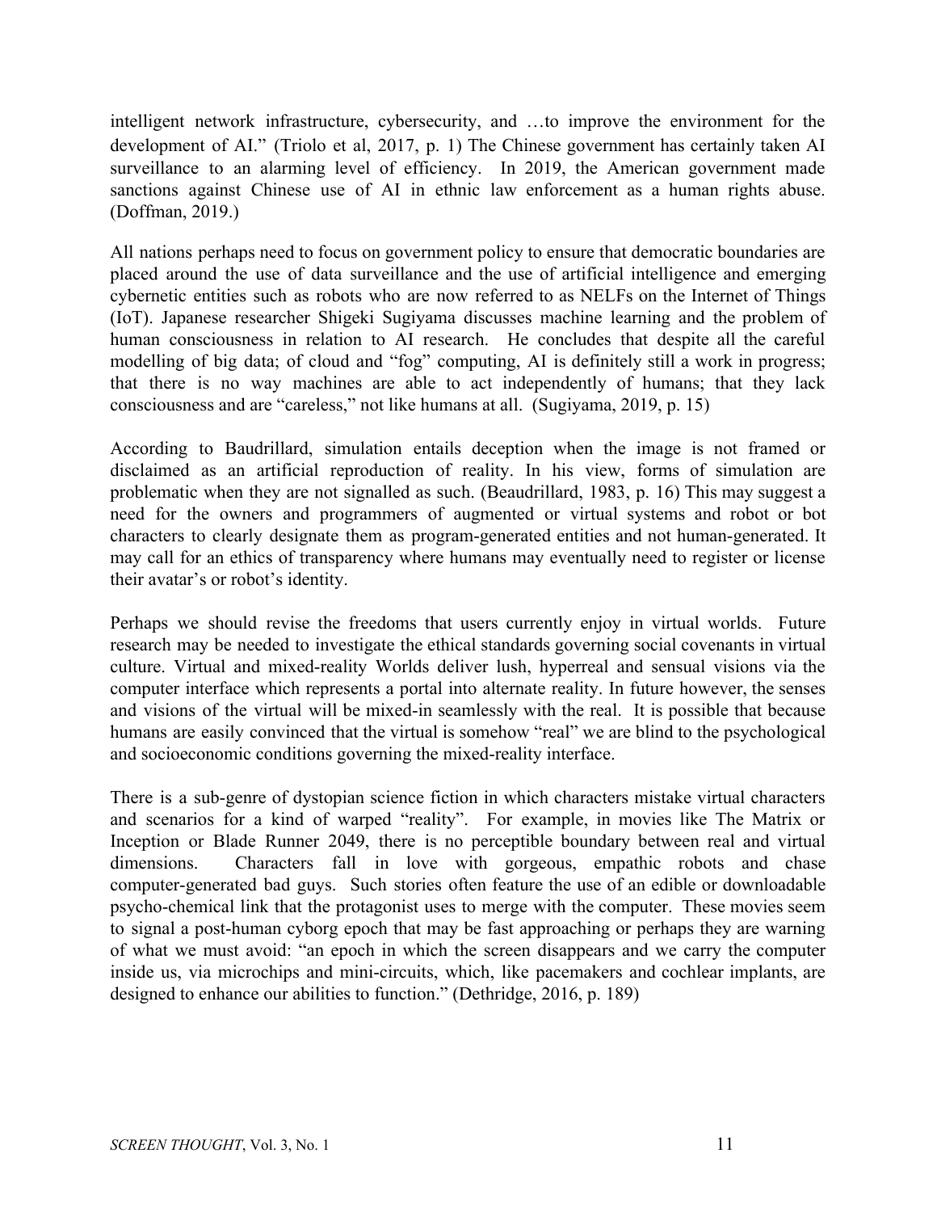intelligent network infrastructure, cybersecurity, and …to improve the environment for the development of AI." (Triolo et al, 2017, p. 1) The Chinese government has certainly taken AI surveillance to an alarming level of efficiency. In 2019, the American government made sanctions against Chinese use of AI in ethnic law enforcement as a human rights abuse. (Doffman, 2019.)

All nations perhaps need to focus on government policy to ensure that democratic boundaries are placed around the use of data surveillance and the use of artificial intelligence and emerging cybernetic entities such as robots who are now referred to as NELFs on the Internet of Things (IoT). Japanese researcher Shigeki Sugiyama discusses machine learning and the problem of human consciousness in relation to AI research. He concludes that despite all the careful modelling of big data; of cloud and "fog" computing, AI is definitely still a work in progress; that there is no way machines are able to act independently of humans; that they lack consciousness and are "careless," not like humans at all. (Sugiyama, 2019, p. 15)

According to Baudrillard, simulation entails deception when the image is not framed or disclaimed as an artificial reproduction of reality. In his view, forms of simulation are problematic when they are not signalled as such. (Beaudrillard, 1983, p. 16) This may suggest a need for the owners and programmers of augmented or virtual systems and robot or bot characters to clearly designate them as program-generated entities and not human-generated. It may call for an ethics of transparency where humans may eventually need to register or license their avatar's or robot's identity.

Perhaps we should revise the freedoms that users currently enjoy in virtual worlds. Future research may be needed to investigate the ethical standards governing social covenants in virtual culture. Virtual and mixed-reality Worlds deliver lush, hyperreal and sensual visions via the computer interface which represents a portal into alternate reality. In future however, the senses and visions of the virtual will be mixed-in seamlessly with the real. It is possible that because humans are easily convinced that the virtual is somehow "real" we are blind to the psychological and socioeconomic conditions governing the mixed-reality interface.

There is a sub-genre of dystopian science fiction in which characters mistake virtual characters and scenarios for a kind of warped "reality". For example, in movies like The Matrix or Inception or Blade Runner 2049, there is no perceptible boundary between real and virtual dimensions. Characters fall in love with gorgeous, empathic robots and chase computer-generated bad guys. Such stories often feature the use of an edible or downloadable psycho-chemical link that the protagonist uses to merge with the computer. These movies seem to signal a post-human cyborg epoch that may be fast approaching or perhaps they are warning of what we must avoid: "an epoch in which the screen disappears and we carry the computer inside us, via microchips and mini-circuits, which, like pacemakers and cochlear implants, are designed to enhance our abilities to function." (Dethridge, 2016, p. 189)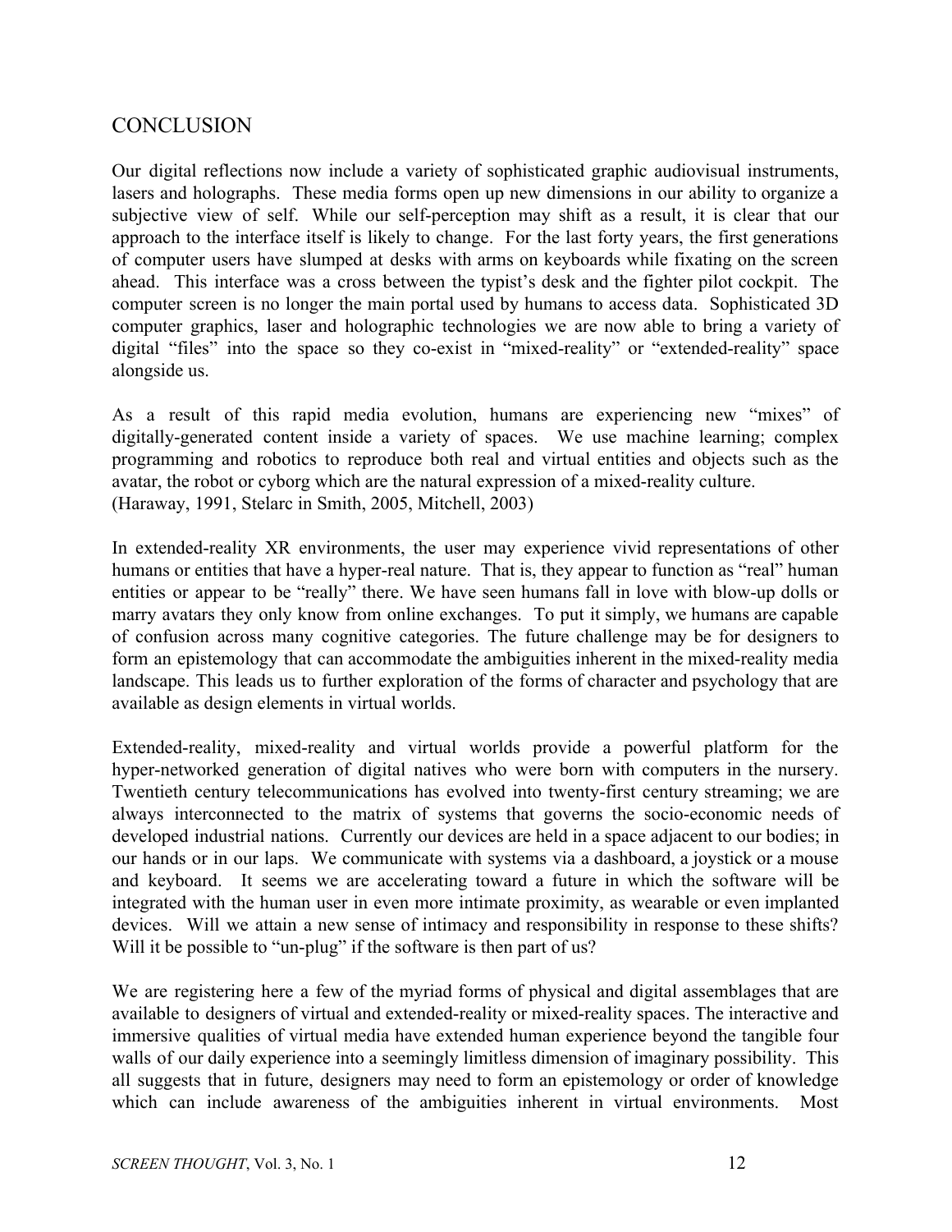## CONCLUSION

Our digital reflections now include a variety of sophisticated graphic audiovisual instruments, lasers and holographs. These media forms open up new dimensions in our ability to organize a subjective view of self. While our self-perception may shift as a result, it is clear that our approach to the interface itself is likely to change. For the last forty years, the first generations of computer users have slumped at desks with arms on keyboards while fixating on the screen ahead. This interface was a cross between the typist's desk and the fighter pilot cockpit. The computer screen is no longer the main portal used by humans to access data. Sophisticated 3D computer graphics, laser and holographic technologies we are now able to bring a variety of digital "files" into the space so they co-exist in "mixed-reality" or "extended-reality" space alongside us.

As a result of this rapid media evolution, humans are experiencing new "mixes" of digitally-generated content inside a variety of spaces. We use machine learning; complex programming and robotics to reproduce both real and virtual entities and objects such as the avatar, the robot or cyborg which are the natural expression of a mixed-reality culture. (Haraway, 1991, Stelarc in Smith, 2005, Mitchell, 2003)

In extended-reality XR environments, the user may experience vivid representations of other humans or entities that have a hyper-real nature. That is, they appear to function as "real" human entities or appear to be "really" there. We have seen humans fall in love with blow-up dolls or marry avatars they only know from online exchanges. To put it simply, we humans are capable of confusion across many cognitive categories. The future challenge may be for designers to form an epistemology that can accommodate the ambiguities inherent in the mixed-reality media landscape. This leads us to further exploration of the forms of character and psychology that are available as design elements in virtual worlds.

Extended-reality, mixed-reality and virtual worlds provide a powerful platform for the hyper-networked generation of digital natives who were born with computers in the nursery. Twentieth century telecommunications has evolved into twenty-first century streaming; we are always interconnected to the matrix of systems that governs the socio-economic needs of developed industrial nations. Currently our devices are held in a space adjacent to our bodies; in our hands or in our laps. We communicate with systems via a dashboard, a joystick or a mouse and keyboard. It seems we are accelerating toward a future in which the software will be integrated with the human user in even more intimate proximity, as wearable or even implanted devices. Will we attain a new sense of intimacy and responsibility in response to these shifts? Will it be possible to "un-plug" if the software is then part of us?

We are registering here a few of the myriad forms of physical and digital assemblages that are available to designers of virtual and extended-reality or mixed-reality spaces. The interactive and immersive qualities of virtual media have extended human experience beyond the tangible four walls of our daily experience into a seemingly limitless dimension of imaginary possibility. This all suggests that in future, designers may need to form an epistemology or order of knowledge which can include awareness of the ambiguities inherent in virtual environments. Most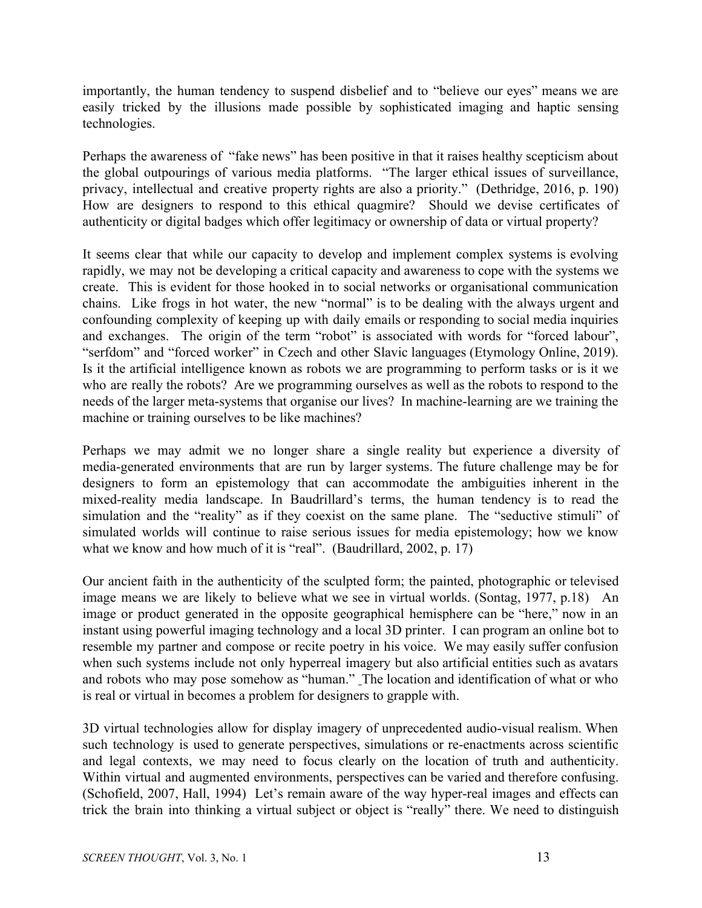importantly, the human tendency to suspend disbelief and to "believe our eyes" means we are easily tricked by the illusions made possible by sophisticated imaging and haptic sensing technologies.

Perhaps the awareness of "fake news" has been positive in that it raises healthy scepticism about the global outpourings of various media platforms. "The larger ethical issues of surveillance, privacy, intellectual and creative property rights are also a priority." (Dethridge, 2016, p. 190) How are designers to respond to this ethical quagmire? Should we devise certificates of authenticity or digital badges which offer legitimacy or ownership of data or virtual property?

It seems clear that while our capacity to develop and implement complex systems is evolving rapidly, we may not be developing a critical capacity and awareness to cope with the systems we create. This is evident for those hooked in to social networks or organisational communication chains. Like frogs in hot water, the new "normal" is to be dealing with the always urgent and confounding complexity of keeping up with daily emails or responding to social media inquiries and exchanges. The origin of the term "robot" is associated with words for "forced labour", "serfdom" and "forced worker" in Czech and other Slavic languages (Etymology Online, 2019). Is it the artificial intelligence known as robots we are programming to perform tasks or is it we who are really the robots? Are we programming ourselves as well as the robots to respond to the needs of the larger meta-systems that organise our lives? In machine-learning are we training the machine or training ourselves to be like machines?

Perhaps we may admit we no longer share a single reality but experience a diversity of media-generated environments that are run by larger systems. The future challenge may be for designers to form an epistemology that can accommodate the ambiguities inherent in the mixed-reality media landscape. In Baudrillard's terms, the human tendency is to read the simulation and the "reality" as if they coexist on the same plane. The "seductive stimuli" of simulated worlds will continue to raise serious issues for media epistemology; how we know what we know and how much of it is "real". (Baudrillard, 2002, p. 17)

Our ancient faith in the authenticity of the sculpted form; the painted, photographic or televised image means we are likely to believe what we see in virtual worlds. (Sontag, 1977, p.18) An image or product generated in the opposite geographical hemisphere can be "here," now in an instant using powerful imaging technology and a local 3D printer. I can program an online bot to resemble my partner and compose or recite poetry in his voice. We may easily suffer confusion when such systems include not only hyperreal imagery but also artificial entities such as avatars and robots who may pose somehow as "human." The location and identification of what or who is real or virtual in becomes a problem for designers to grapple with.

3D virtual technologies allow for display imagery of unprecedented audio-visual realism. When such technology is used to generate perspectives, simulations or re-enactments across scientific and legal contexts, we may need to focus clearly on the location of truth and authenticity. Within virtual and augmented environments, perspectives can be varied and therefore confusing. (Schofield, 2007, Hall, 1994) Let's remain aware of the way hyper-real images and effects can trick the brain into thinking a virtual subject or object is "really" there. We need to distinguish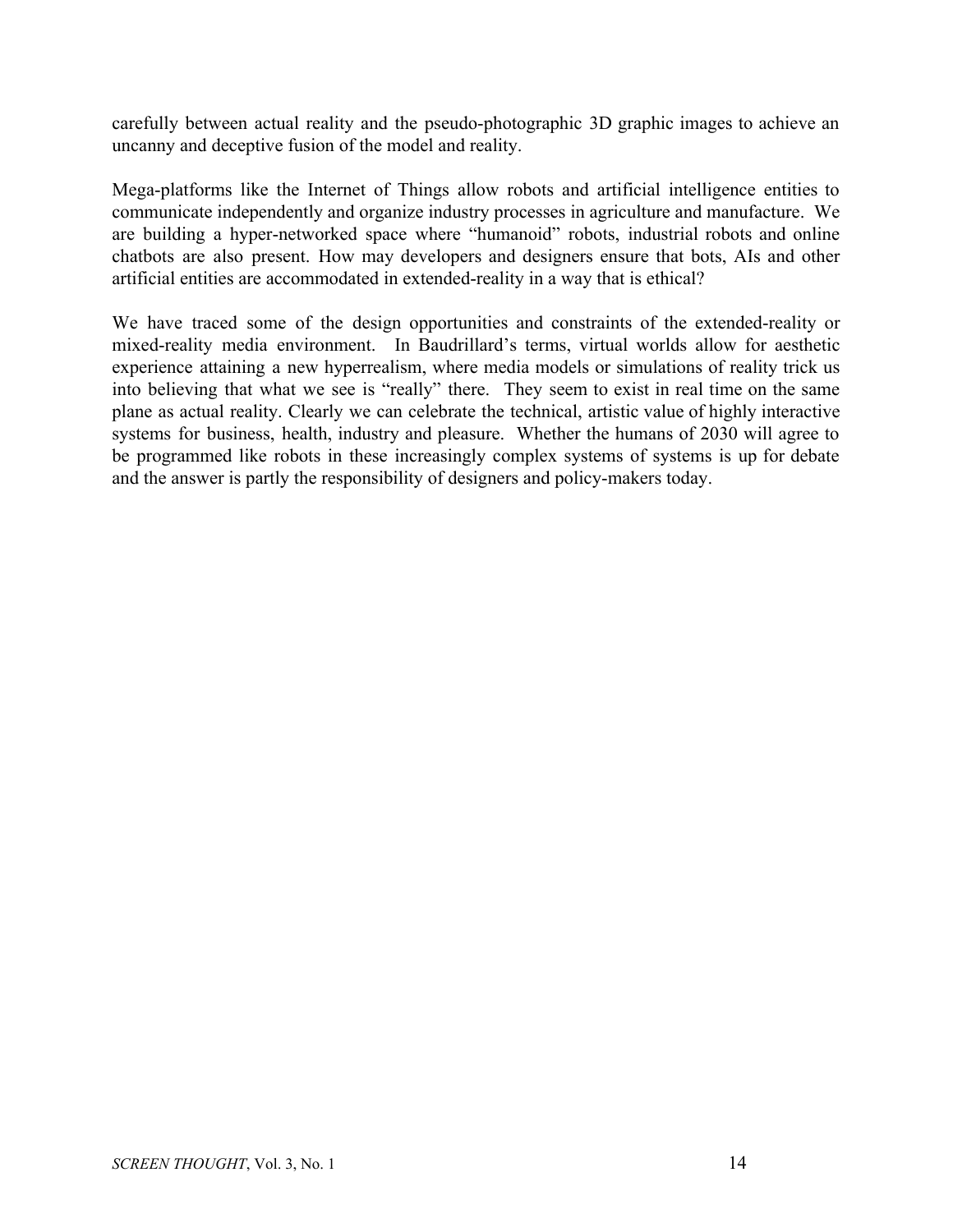carefully between actual reality and the pseudo-photographic 3D graphic images to achieve an uncanny and deceptive fusion of the model and reality.

Mega-platforms like the Internet of Things allow robots and artificial intelligence entities to communicate independently and organize industry processes in agriculture and manufacture. We are building a hyper-networked space where "humanoid" robots, industrial robots and online chatbots are also present. How may developers and designers ensure that bots, AIs and other artificial entities are accommodated in extended-reality in a way that is ethical?

We have traced some of the design opportunities and constraints of the extended-reality or mixed-reality media environment. In Baudrillard's terms, virtual worlds allow for aesthetic experience attaining a new hyperrealism, where media models or simulations of reality trick us into believing that what we see is "really" there. They seem to exist in real time on the same plane as actual reality. Clearly we can celebrate the technical, artistic value of highly interactive systems for business, health, industry and pleasure. Whether the humans of 2030 will agree to be programmed like robots in these increasingly complex systems of systems is up for debate and the answer is partly the responsibility of designers and policy-makers today.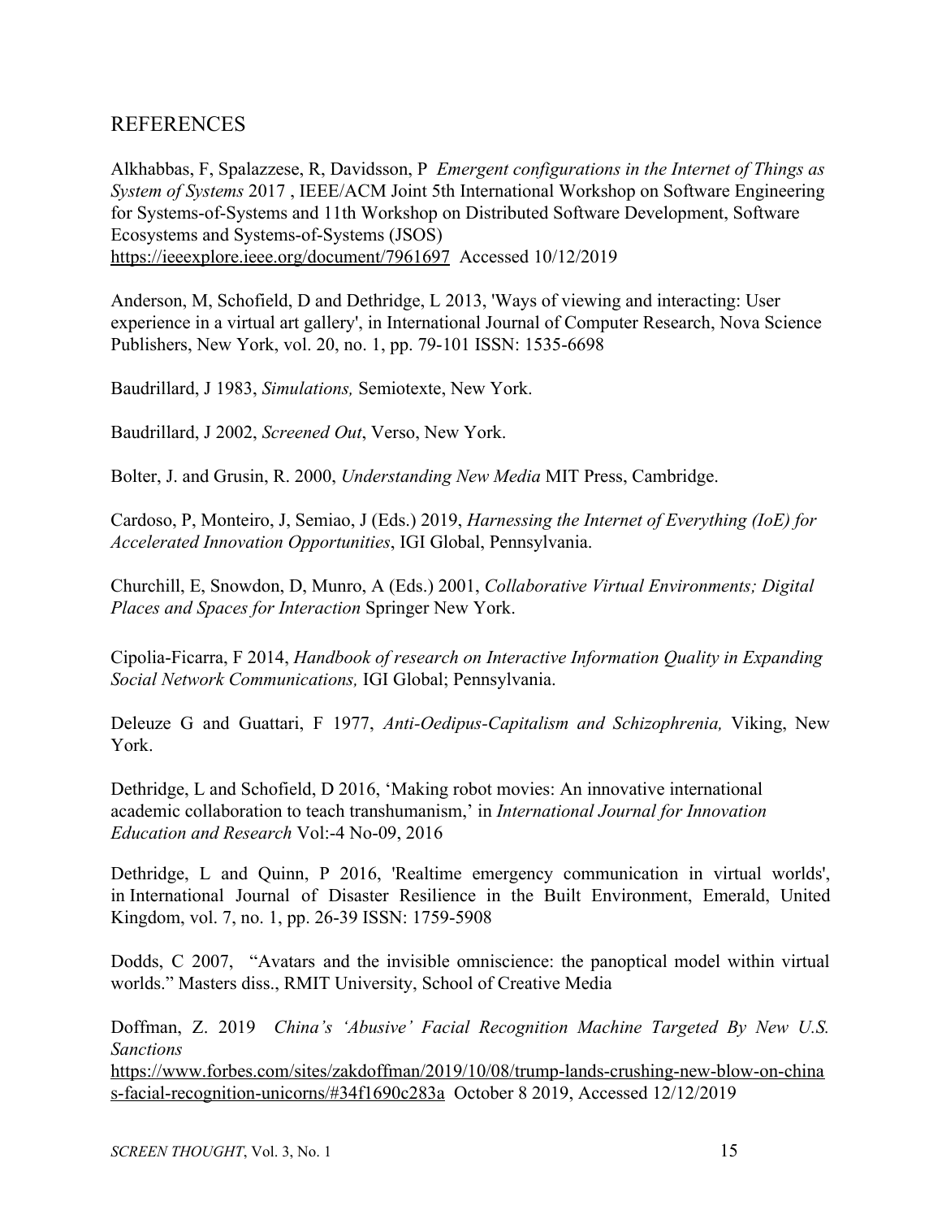## REFERENCES

Alkhabbas, F, Spalazzese, R, Davidsson, P *Emergent configurations in the Internet of Things as System of Systems* 2017 , IEEE/ACM Joint 5th International Workshop on Software Engineering for Systems-of-Systems and 11th Workshop on Distributed Software Development, Software Ecosystems and Systems-of-Systems (JSOS) https://ieeexplore.ieee.org/document/7961697 Accessed 10/12/2019

Anderson, M, Schofield, D and Dethridge, L 2013, 'Ways of viewing and interacting: User experience in a virtual art gallery', in International Journal of Computer Research, Nova Science Publishers, New York, vol. 20, no. 1, pp. 79-101 ISSN: 1535-6698

Baudrillard, J 1983, *Simulations,* Semiotexte, New York.

Baudrillard, J 2002, *Screened Out*, Verso, New York.

Bolter, J. and Grusin, R. 2000, *Understanding New Media* MIT Press, Cambridge.

Cardoso, P, Monteiro, J, Semiao, J (Eds.) 2019, *Harnessing the Internet of Everything (IoE) for Accelerated Innovation Opportunities*, IGI Global, Pennsylvania.

Churchill, E, Snowdon, D, Munro, A (Eds.) 2001, *Collaborative Virtual Environments; Digital Places and Spaces for Interaction* Springer New York.

Cipolia-Ficarra, F 2014, *Handbook of research on Interactive Information Quality in Expanding Social Network Communications,* IGI Global; Pennsylvania.

Deleuze G and Guattari, F 1977, *Anti-Oedipus-Capitalism and Schizophrenia,* Viking, New York.

Dethridge, L and Schofield, D 2016, 'Making robot movies: An innovative international academic collaboration to teach transhumanism,' in *International Journal for Innovation Education and Research* Vol:-4 No-09, 2016

Dethridge, L and Quinn, P 2016, 'Realtime emergency communication in virtual worlds', in International Journal of Disaster Resilience in the Built Environment, Emerald, United Kingdom, vol. 7, no. 1, pp. 26-39 ISSN: 1759-5908

Dodds, C 2007, "Avatars and the invisible omniscience: the panoptical model within virtual worlds." Masters diss., RMIT University, School of Creative Media

Doffman, Z. 2019 *China's 'Abusive' Facial Recognition Machine Targeted By New U.S. Sanctions* https://www.forbes.com/sites/zakdoffman/2019/10/08/trump-lands-crushing-new-blow-on-chinas-facial-recognition-unicorns/#34f1690c283a October 8 2019, Accessed 12/12/2019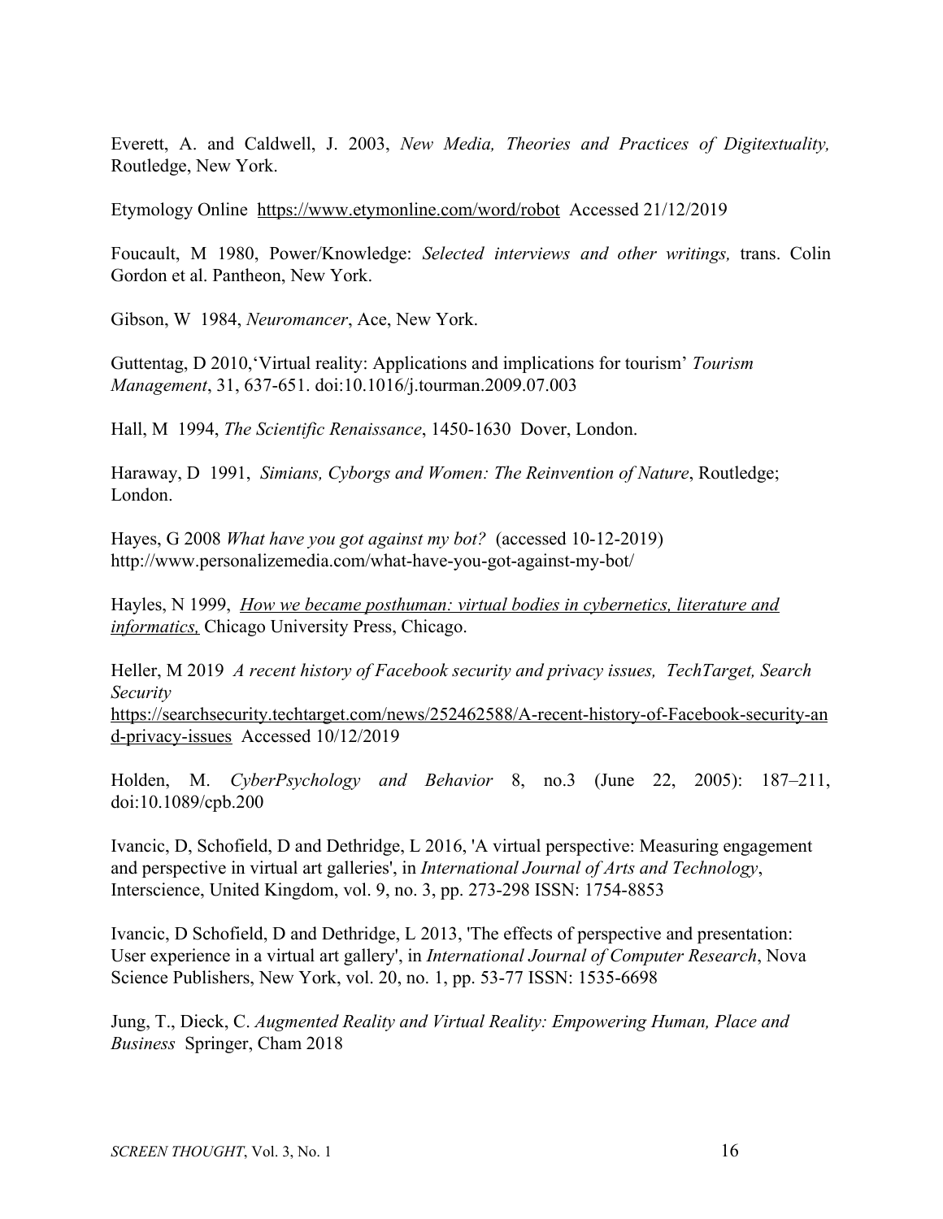Everett, A. and Caldwell, J. 2003, *New Media, Theories and Practices of Digitextuality,* Routledge, New York.

Etymology Online https://www.etymonline.com/word/robot Accessed 21/12/2019

Foucault, M 1980, Power/Knowledge: *Selected interviews and other writings,* trans. Colin Gordon et al. Pantheon, New York.

Gibson, W 1984, *Neuromancer*, Ace, New York.

Guttentag, D 2010,'Virtual reality: Applications and implications for tourism' *Tourism Management*, 31, 637-651. doi:10.1016/j.tourman.2009.07.003

Hall, M 1994, *The Scientific Renaissance*, 1450-1630 Dover, London.

Haraway, D 1991, *Simians, Cyborgs and Women: The Reinvention of Nature*, Routledge; London.

Hayes, G 2008 *What have you got against my bot?* (accessed 10-12-2019) http://www.personalizemedia.com/what-have-you-got-against-my-bot/

Hayles, N 1999, *How we became posthuman: virtual bodies in cybernetics, literature and informatics,* Chicago University Press, Chicago.

Heller, M 2019 *A recent history of Facebook security and privacy issues, TechTarget, Search Security* https://searchsecurity.techtarget.com/news/252462588/A-recent-history-of-Facebook-security-and-privacy-issues Accessed 10/12/2019

Holden, M. *CyberPsychology and Behavior* 8, no.3 (June 22, 2005): 187–211, doi:10.1089/cpb.200

Ivancic, D, Schofield, D and Dethridge, L 2016, 'A virtual perspective: Measuring engagement and perspective in virtual art galleries', in *International Journal of Arts and Technology*, Interscience, United Kingdom, vol. 9, no. 3, pp. 273-298 ISSN: 1754-8853

Ivancic, D Schofield, D and Dethridge, L 2013, 'The effects of perspective and presentation: User experience in a virtual art gallery', in *International Journal of Computer Research*, Nova Science Publishers, New York, vol. 20, no. 1, pp. 53-77 ISSN: 1535-6698

Jung, T., Dieck, C. *Augmented Reality and Virtual Reality: Empowering Human, Place and Business* Springer, Cham 2018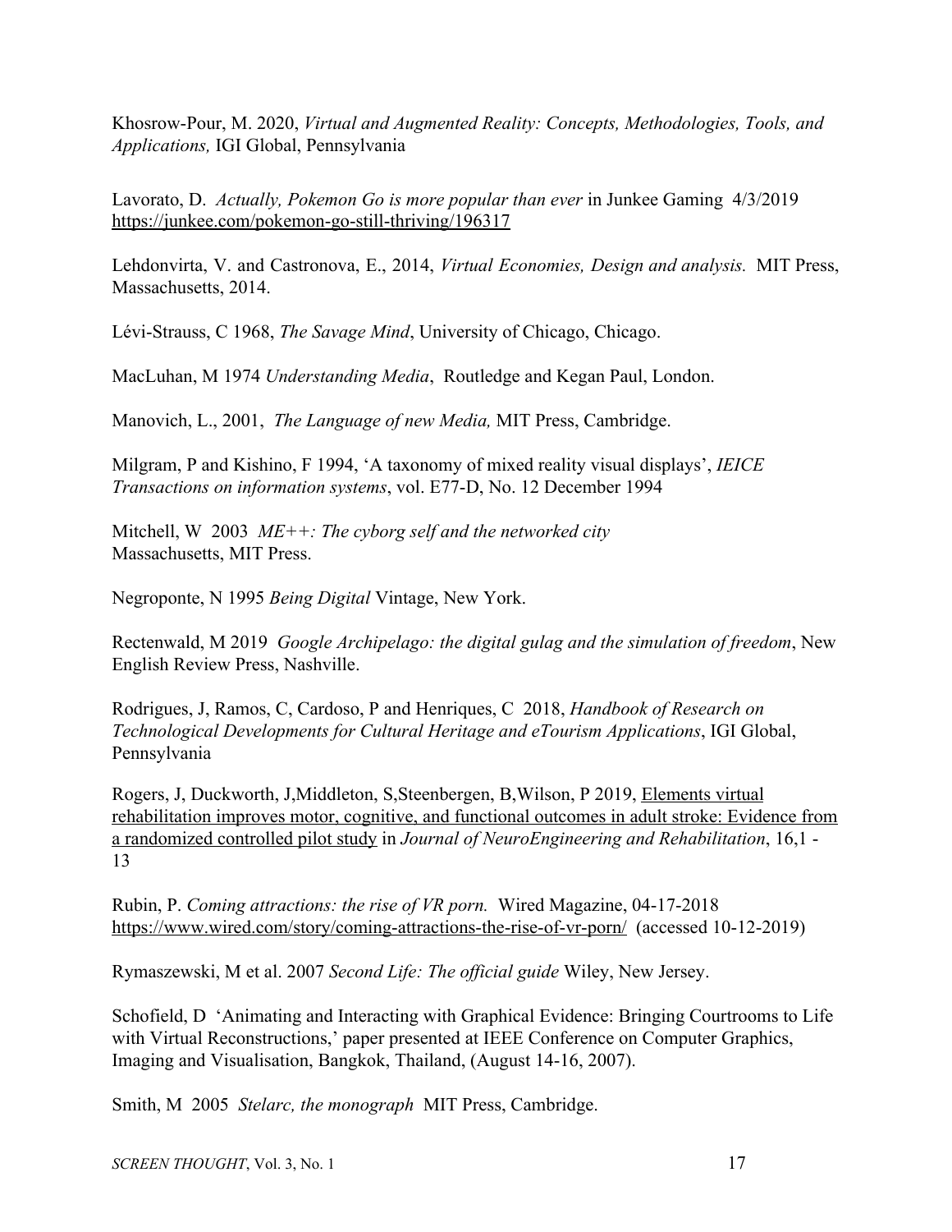Khosrow-Pour, M. 2020, *Virtual and Augmented Reality: Concepts, Methodologies, Tools, and Applications,* IGI Global, Pennsylvania

Lavorato, D. *Actually, Pokemon Go is more popular than ever* in Junkee Gaming 4/3/2019 https://junkee.com/pokemon-go-still-thriving/196317

Lehdonvirta, V. and Castronova, E., 2014, *Virtual Economies, Design and analysis.* MIT Press, Massachusetts, 2014.

Lévi-Strauss, C 1968, *The Savage Mind*, University of Chicago, Chicago.

MacLuhan, M 1974 *Understanding Media*, Routledge and Kegan Paul, London.

Manovich, L., 2001, *The Language of new Media,* MIT Press, Cambridge.

Milgram, P and Kishino, F 1994, 'A taxonomy of mixed reality visual displays', *IEICE Transactions on information systems*, vol. E77-D, No. 12 December 1994

Mitchell, W 2003 *ME++: The cyborg self and the networked city* Massachusetts, MIT Press.

Negroponte, N 1995 *Being Digital* Vintage, New York.

Rectenwald, M 2019 *Google Archipelago: the digital gulag and the simulation of freedom*, New English Review Press, Nashville.

Rodrigues, J, Ramos, C, Cardoso, P and Henriques, C 2018, *Handbook of Research on Technological Developments for Cultural Heritage and eTourism Applications*, IGI Global, Pennsylvania

Rogers, J, Duckworth, J,Middleton, S,Steenbergen, B,Wilson, P 2019, Elements virtual rehabilitation improves motor, cognitive, and functional outcomes in adult stroke: Evidence from a randomized controlled pilot study in *Journal of NeuroEngineering and Rehabilitation*, 16,1 - 13

Rubin, P. *Coming attractions: the rise of VR porn.* Wired Magazine, 04-17-2018 https://www.wired.com/story/coming-attractions-the-rise-of-vr-porn/ (accessed 10-12-2019)

Rymaszewski, M et al. 2007 *Second Life: The official guide* Wiley, New Jersey.

Schofield, D 'Animating and Interacting with Graphical Evidence: Bringing Courtrooms to Life with Virtual Reconstructions,' paper presented at IEEE Conference on Computer Graphics, Imaging and Visualisation, Bangkok, Thailand, (August 14-16, 2007).

Smith, M 2005 *Stelarc, the monograph* MIT Press, Cambridge.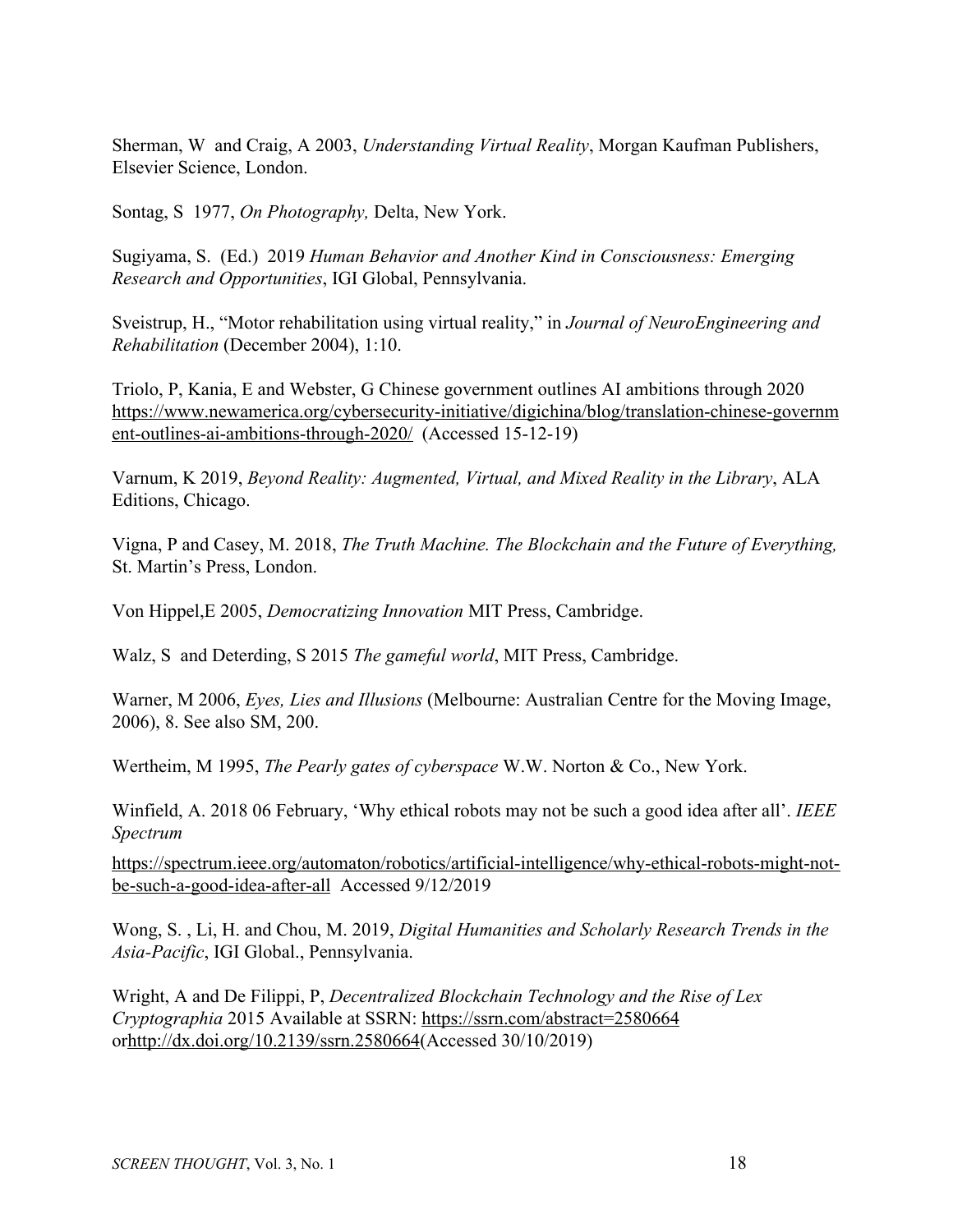Sherman, W and Craig, A 2003, *Understanding Virtual Reality*, Morgan Kaufman Publishers, Elsevier Science, London.

Sontag, S 1977, *On Photography,* Delta, New York.

Sugiyama, S. (Ed.) 2019 *Human Behavior and Another Kind in Consciousness: Emerging Research and Opportunities*, IGI Global, Pennsylvania.

Sveistrup, H., "Motor rehabilitation using virtual reality," in *Journal of NeuroEngineering and Rehabilitation* (December 2004), 1:10.

Triolo, P, Kania, E and Webster, G Chinese government outlines AI ambitions through 2020 https://www.newamerica.org/cybersecurity-initiative/digichina/blog/translation-chinese-government-outlines-ai-ambitions-through-2020/ (Accessed 15-12-19)

Varnum, K 2019, *Beyond Reality: Augmented, Virtual, and Mixed Reality in the Library*, ALA Editions, Chicago.

Vigna, P and Casey, M. 2018, *The Truth Machine. The Blockchain and the Future of Everything,* St. Martin's Press, London.

Von Hippel,E 2005, *Democratizing Innovation* MIT Press, Cambridge.

Walz, S and Deterding, S 2015 *The gameful world*, MIT Press, Cambridge.

Warner, M 2006, *Eyes, Lies and Illusions* (Melbourne: Australian Centre for the Moving Image, 2006), 8. See also SM, 200.

Wertheim, M 1995, *The Pearly gates of cyberspace* W.W. Norton & Co., New York.

Winfield, A. 2018 06 February, 'Why ethical robots may not be such a good idea after all'. *IEEE Spectrum*

https://spectrum.ieee.org/automaton/robotics/artificial-intelligence/why-ethical-robots-might-not-be-such-a-good-idea-after-all Accessed 9/12/2019

Wong, S. , Li, H. and Chou, M. 2019, *Digital Humanities and Scholarly Research Trends in the Asia-Pacific*, IGI Global., Pennsylvania.

Wright, A and De Filippi, P, *Decentralized Blockchain Technology and the Rise of Lex Cryptographia* 2015 Available at SSRN: https://ssrn.com/abstract=2580664 orhttp://dx.doi.org/10.2139/ssrn.2580664(Accessed 30/10/2019)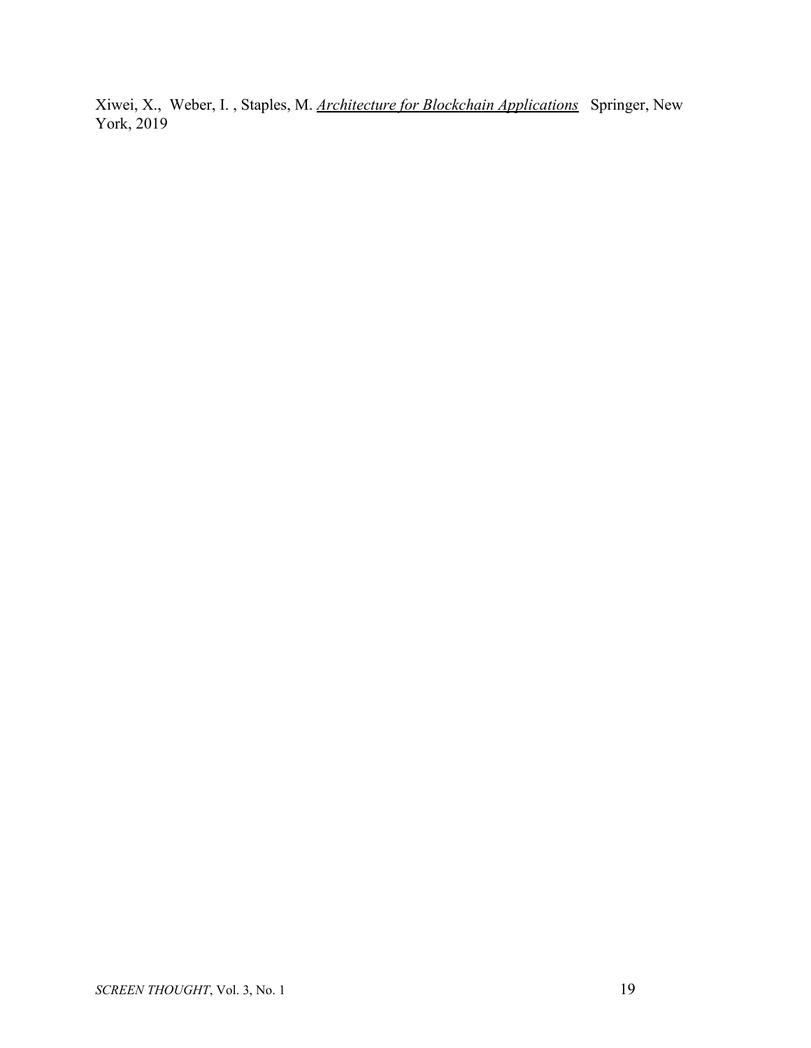Xiwei, X., Weber, I. , Staples, M. *Architecture for Blockchain Applications* Springer, New York, 2019